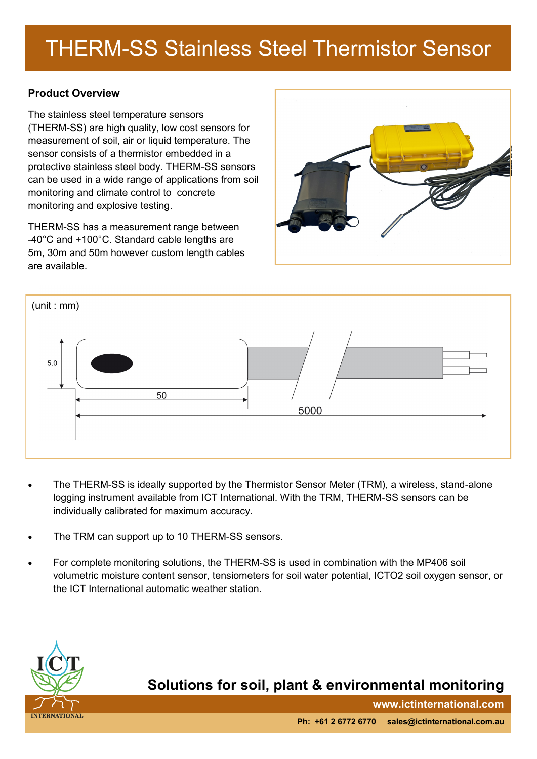# THERM-SS Stainless Steel Thermistor Sensor

## Product Overview

The stainless steel temperature sensors (THERM-SS) are high quality, low cost sensors for measurement of soil, air or liquid temperature. The sensor consists of a thermistor embedded in a protective stainless steel body. THERM-SS sensors can be used in a wide range of applications from soil monitoring and climate control to concrete monitoring and explosive testing.

THERM-SS has a measurement range between -40°C and +100°C. Standard cable lengths are 5m, 30m and 50m however custom length cables are available.

(unit : mm)

5.0

50

5000

- The THERM-SS is ideally supported by the Thermistor Sensor Meter (TRM), a wireless, stand-alone logging instrument available from ICT International. With the TRM, THERM-SS sensors can be individually calibrated for maximum accuracy.
- The TRM can support up to 10 THERM-SS sensors.
- For complete monitoring solutions, the THERM-SS is used in combination with the MP406 soil volumetric moisture content sensor, tensiometers for soil water potential, ICTO2 soil oxygen sensor, or the ICT International automatic weather station.

ICT INTERNATIONAL

**Solutions for soil, plant & environmental monitoring**

**www.ictinternational.com**

**Ph: +61 2 6772 6770 sales@ictinternational.com.au**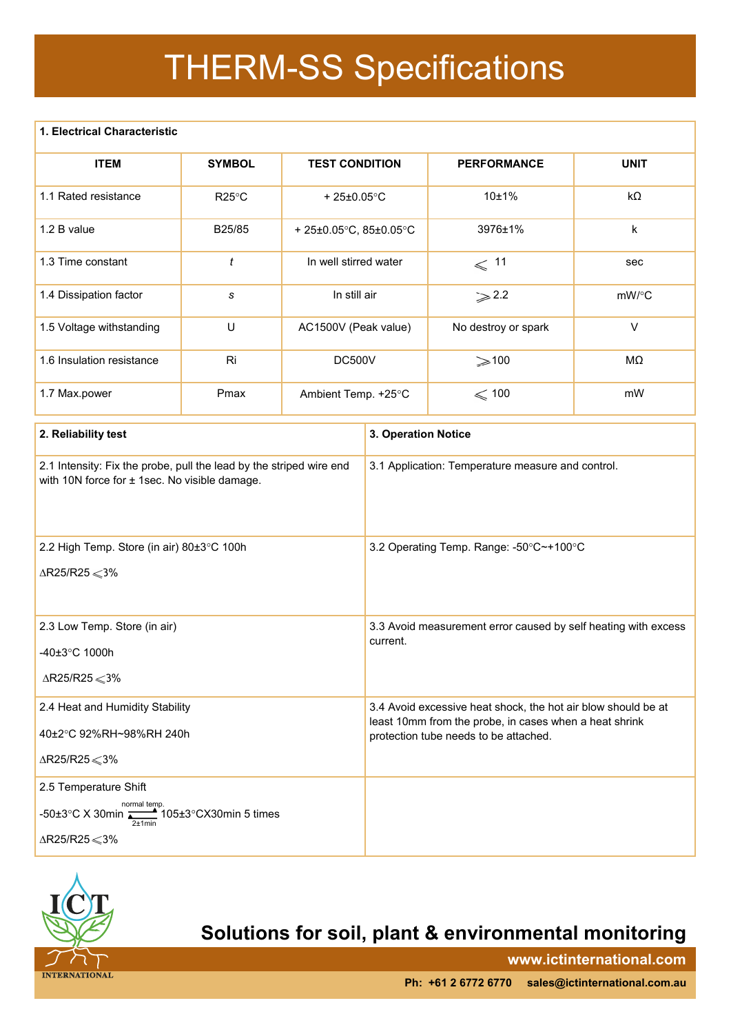# THERM-SS Specifications

**1. Electrical Characteristic**

| ITEM | SYMBOL | TEST CONDITION | PERFORMANCE | UNIT |
|---|---|---|---|---|
| 1.1 Rated resistance | R25°C | + 25±0.05°C | 10±1% | kΩ |
| 1.2 B value | B25/85 | + 25±0.05°C, 85±0.05°C | 3976±1% | k |
| 1.3 Time constant | *t* | In well stirred water | ⩽ 11 | sec |
| 1.4 Dissipation factor | *s* | In still air | ⩾ 2.2 | mW/°C |
| 1.5 Voltage withstanding | U | AC1500V (Peak value) | No destroy or spark | V |
| 1.6 Insulation resistance | Ri | DC500V | ⩾100 | MΩ |
| 1.7 Max.power | Pmax | Ambient Temp. +25°C | ⩽ 100 | mW |

**2. Reliability test**

2.1 Intensity: Fix the probe, pull the lead by the striped wire end with 10N force for ± 1sec. No visible damage.

2.2 High Temp. Store (in air) 80±3°C 100h

ΔR25/R25 ⩽3%

2.3 Low Temp. Store (in air)

-40±3°C 1000h

ΔR25/R25 ⩽3%

2.4 Heat and Humidity Stability

40±2°C 92%RH~98%RH 240h

ΔR25/R25 ⩽3%

2.5 Temperature Shift

-50±3°C X 30min ⇄ (normal temp., 2±1min) 105±3°CX30min 5 times

ΔR25/R25 ⩽3%

**3. Operation Notice**

3.1 Application: Temperature measure and control.

3.2 Operating Temp. Range: -50°C~+100°C

3.3 Avoid measurement error caused by self heating with excess current.

3.4 Avoid excessive heat shock, the hot air blow should be at least 10mm from the probe, in cases when a heat shrink protection tube needs to be attached.

**Solutions for soil, plant & environmental monitoring**

www.ictinternational.com

Ph: +61 2 6772 6770 sales@ictinternational.com.au